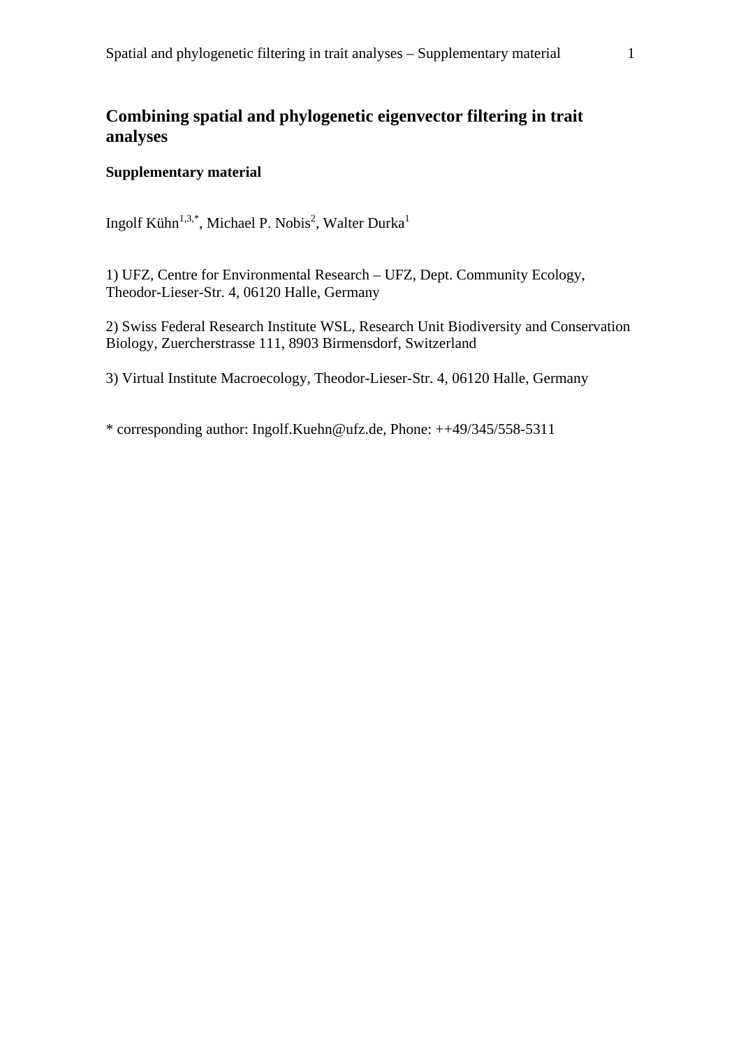# Combining spatial and phylogenetic eigenvector filtering in trait analyses

**Supplementary material**

Ingolf Kühn[1,3,*], Michael P. Nobis[2], Walter Durka[1]

1) UFZ, Centre for Environmental Research – UFZ, Dept. Community Ecology, Theodor-Lieser-Str. 4, 06120 Halle, Germany

2) Swiss Federal Research Institute WSL, Research Unit Biodiversity and Conservation Biology, Zuercherstrasse 111, 8903 Birmensdorf, Switzerland

3) Virtual Institute Macroecology, Theodor-Lieser-Str. 4, 06120 Halle, Germany

* corresponding author: Ingolf.Kuehn@ufz.de, Phone: ++49/345/558-5311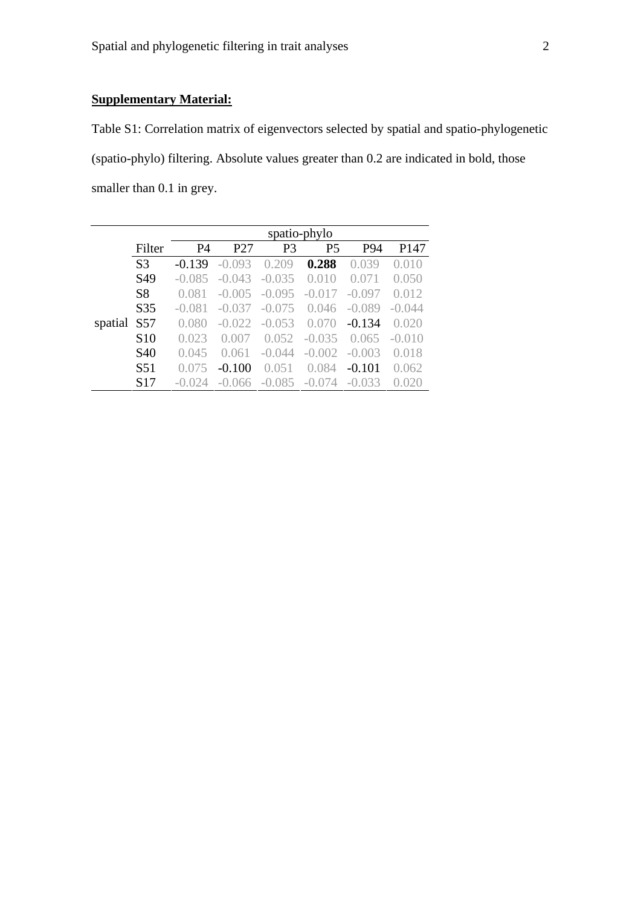**Supplementary Material:**

Table S1: Correlation matrix of eigenvectors selected by spatial and spatio-phylogenetic (spatio-phylo) filtering. Absolute values greater than 0.2 are indicated in bold, those smaller than 0.1 in grey.

| | | spatio-phylo | | | | | |
|---|---|---|---|---|---|---|---|
| | Filter | P4 | P27 | P3 | P5 | P94 | P147 |
| spatial | S3 | -0.139 | -0.093 | 0.209 | **0.288** | 0.039 | 0.010 |
| | S49 | -0.085 | -0.043 | -0.035 | 0.010 | 0.071 | 0.050 |
| | S8 | 0.081 | -0.005 | -0.095 | -0.017 | -0.097 | 0.012 |
| | S35 | -0.081 | -0.037 | -0.075 | 0.046 | -0.089 | -0.044 |
| | S57 | 0.080 | -0.022 | -0.053 | 0.070 | -0.134 | 0.020 |
| | S10 | 0.023 | 0.007 | 0.052 | -0.035 | 0.065 | -0.010 |
| | S40 | 0.045 | 0.061 | -0.044 | -0.002 | -0.003 | 0.018 |
| | S51 | 0.075 | -0.100 | 0.051 | 0.084 | -0.101 | 0.062 |
| | S17 | -0.024 | -0.066 | -0.085 | -0.074 | -0.033 | 0.020 |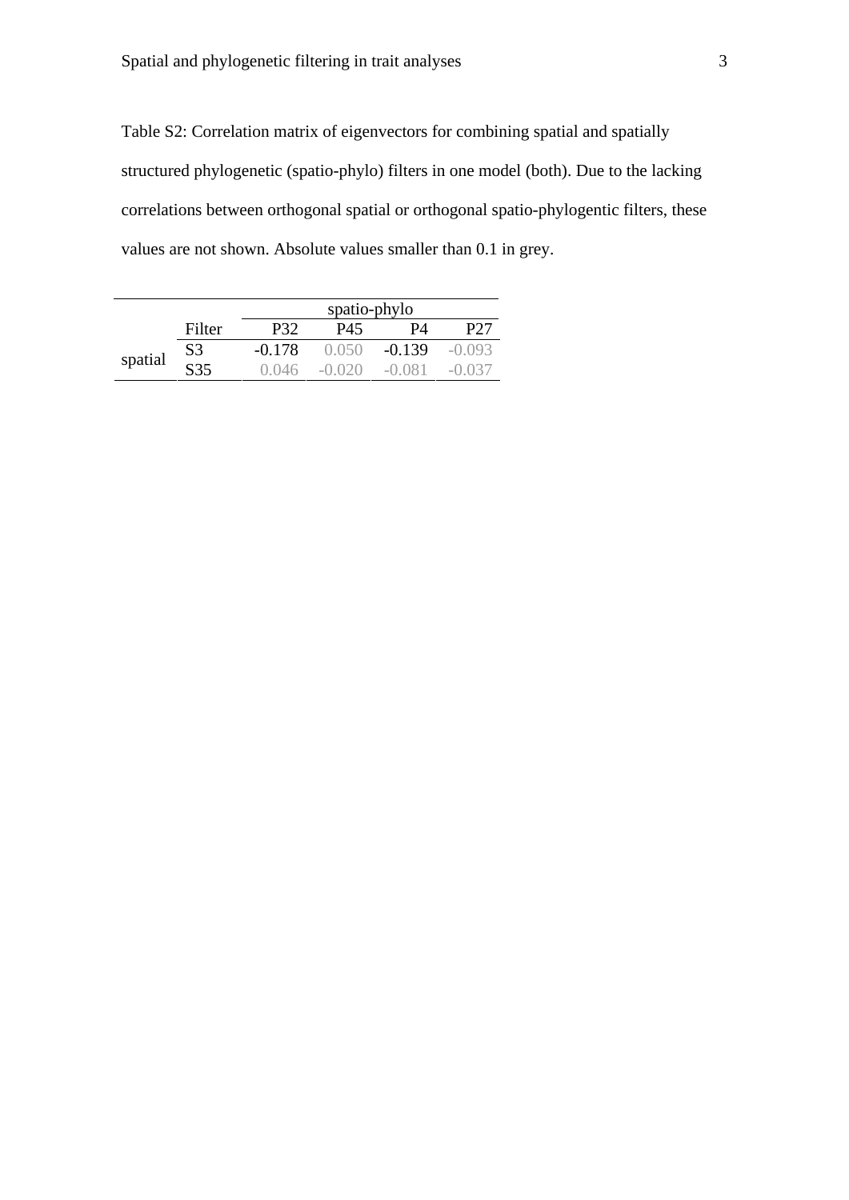Table S2: Correlation matrix of eigenvectors for combining spatial and spatially structured phylogenetic (spatio-phylo) filters in one model (both). Due to the lacking correlations between orthogonal spatial or orthogonal spatio-phylogentic filters, these values are not shown. Absolute values smaller than 0.1 in grey.

| | | spatio-phylo | | | |
|---|---|---|---|---|---|
| | Filter | P32 | P45 | P4 | P27 |
| spatial | S3 | -0.178 | 0.050 | -0.139 | -0.093 |
| | S35 | 0.046 | -0.020 | -0.081 | -0.037 |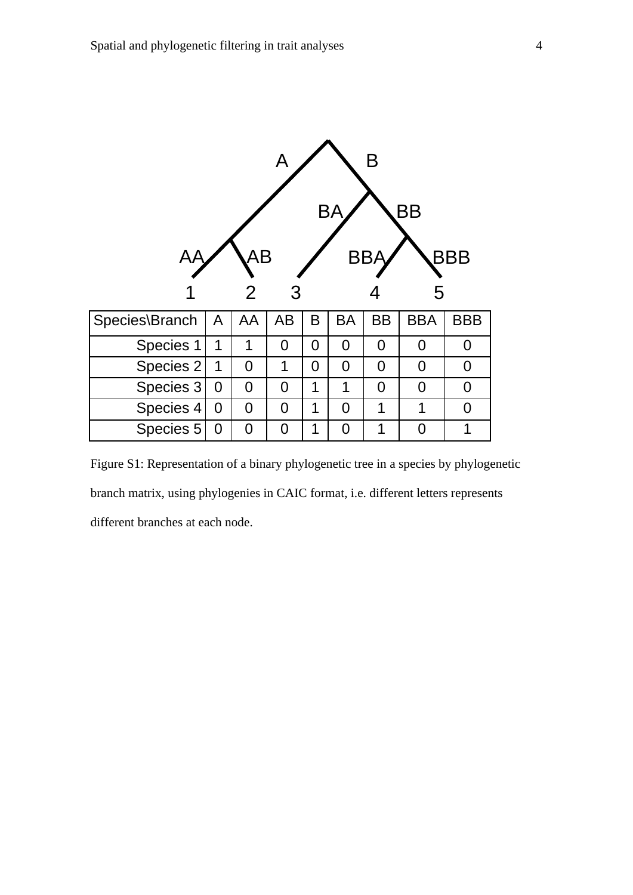| Species\Branch | A | AA | AB | B | BA | BB | BBA | BBB |
|---|---|---|---|---|---|---|---|---|
| Species 1 | 1 | 1 | 0 | 0 | 0 | 0 | 0 | 0 |
| Species 2 | 1 | 0 | 1 | 0 | 0 | 0 | 0 | 0 |
| Species 3 | 0 | 0 | 0 | 1 | 1 | 0 | 0 | 0 |
| Species 4 | 0 | 0 | 0 | 1 | 0 | 1 | 1 | 0 |
| Species 5 | 0 | 0 | 0 | 1 | 0 | 1 | 0 | 1 |

Figure S1: Representation of a binary phylogenetic tree in a species by phylogenetic branch matrix, using phylogenies in CAIC format, i.e. different letters represents different branches at each node.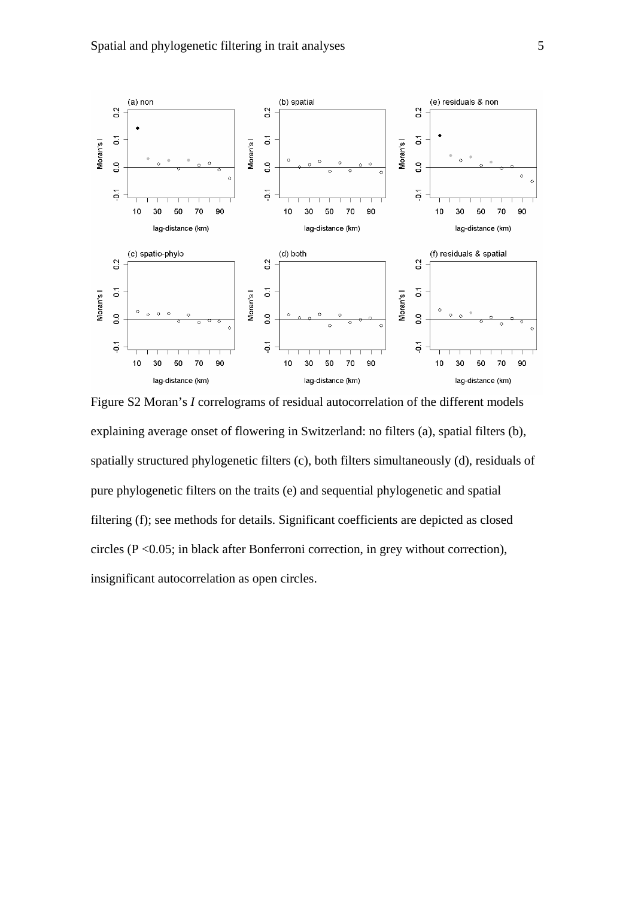Figure S2 Moran's *I* correlograms of residual autocorrelation of the different models explaining average onset of flowering in Switzerland: no filters (a), spatial filters (b), spatially structured phylogenetic filters (c), both filters simultaneously (d), residuals of pure phylogenetic filters on the traits (e) and sequential phylogenetic and spatial filtering (f); see methods for details. Significant coefficients are depicted as closed circles ($P < 0.05$; in black after Bonferroni correction, in grey without correction), insignificant autocorrelation as open circles.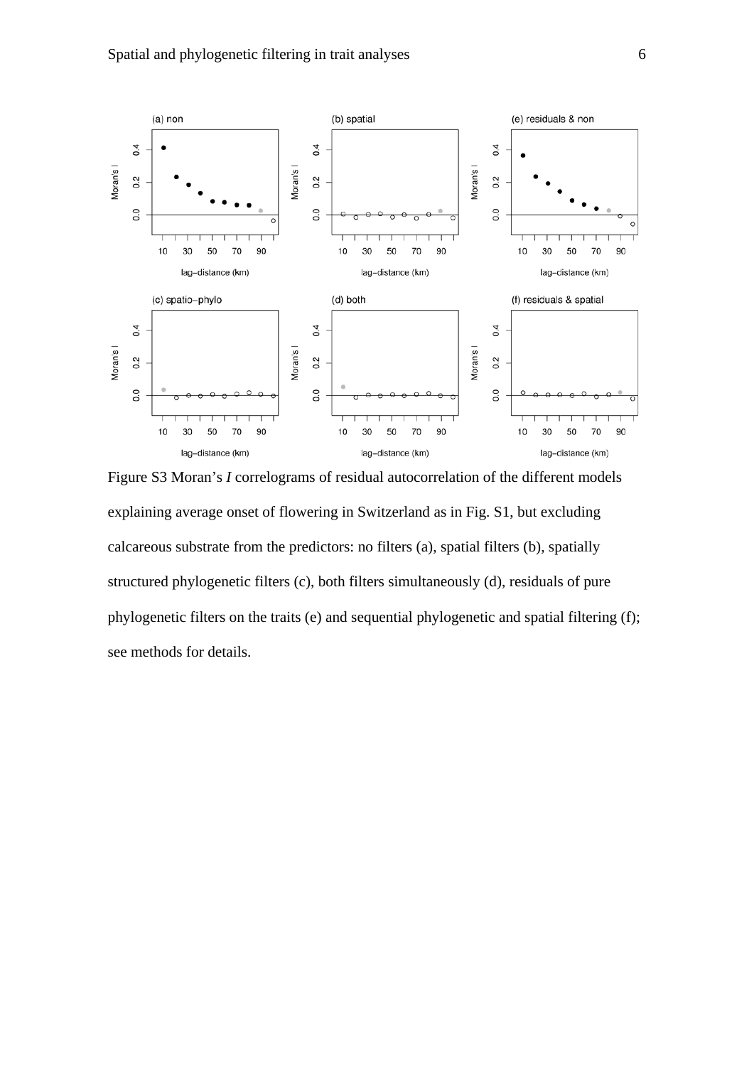(a) non

Moran's I

0.0 0.2 0.4

10 30 50 70 90

lag–distance (km)

(b) spatial

Moran's I

0.0 0.2 0.4

10 30 50 70 90

lag–distance (km)

(e) residuals & non

Moran's I

0.0 0.2 0.4

10 30 50 70 90

lag–distance (km)

(c) spatio–phylo

Moran's I

0.0 0.2 0.4

10 30 50 70 90

lag–distance (km)

(d) both

Moran's I

0.0 0.2 0.4

10 30 50 70 90

lag–distance (km)

(f) residuals & spatial

Moran's I

0.0 0.2 0.4

10 30 50 70 90

lag–distance (km)

Figure S3 Moran's *I* correlograms of residual autocorrelation of the different models explaining average onset of flowering in Switzerland as in Fig. S1, but excluding calcareous substrate from the predictors: no filters (a), spatial filters (b), spatially structured phylogenetic filters (c), both filters simultaneously (d), residuals of pure phylogenetic filters on the traits (e) and sequential phylogenetic and spatial filtering (f); see methods for details.